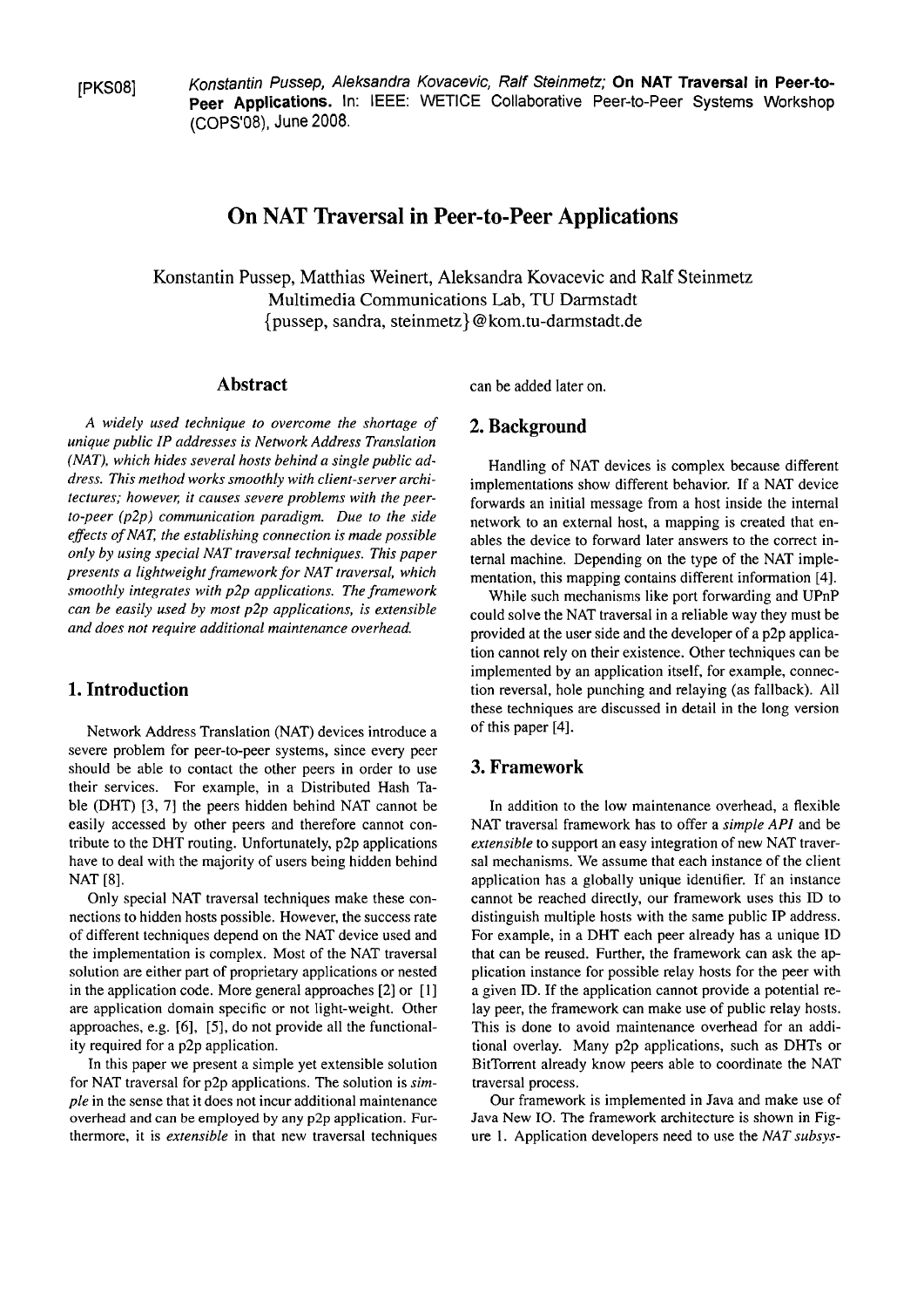[PKS08] *Konstantin Pussep, Aleksandra Kovacevic, Ralf Steinmetz;* **On NAT Traversal in Peer-to-Peer Applications.** In: IEEE: WETICE Collaborative Peer-to-Peer Systems Workshop (COPS'08), June 2008.

# On NAT Traversal in Peer-to-Peer Applications

Konstantin Pussep, Matthias Weinert, Aleksandra Kovacevic and Ralf Steinmetz
Multimedia Communications Lab, TU Darmstadt
{pussep, sandra, steinmetz}@kom.tu-darmstadt.de

## Abstract

*A widely used technique to overcome the shortage of unique public IP addresses is Network Address Translation (NAT), which hides several hosts behind a single public address. This method works smoothly with client-server architectures; however, it causes severe problems with the peer-to-peer (p2p) communication paradigm. Due to the side effects of NAT, the establishing connection is made possible only by using special NAT traversal techniques. This paper presents a lightweight framework for NAT traversal, which smoothly integrates with p2p applications. The framework can be easily used by most p2p applications, is extensible and does not require additional maintenance overhead.*

## 1. Introduction

Network Address Translation (NAT) devices introduce a severe problem for peer-to-peer systems, since every peer should be able to contact the other peers in order to use their services. For example, in a Distributed Hash Table (DHT) [3, 7] the peers hidden behind NAT cannot be easily accessed by other peers and therefore cannot contribute to the DHT routing. Unfortunately, p2p applications have to deal with the majority of users being hidden behind NAT [8].

Only special NAT traversal techniques make these connections to hidden hosts possible. However, the success rate of different techniques depend on the NAT device used and the implementation is complex. Most of the NAT traversal solution are either part of proprietary applications or nested in the application code. More general approaches [2] or [1] are application domain specific or not light-weight. Other approaches, e.g. [6], [5], do not provide all the functionality required for a p2p application.

In this paper we present a simple yet extensible solution for NAT traversal for p2p applications. The solution is *simple* in the sense that it does not incur additional maintenance overhead and can be employed by any p2p application. Furthermore, it is *extensible* in that new traversal techniques can be added later on.

## 2. Background

Handling of NAT devices is complex because different implementations show different behavior. If a NAT device forwards an initial message from a host inside the internal network to an external host, a mapping is created that enables the device to forward later answers to the correct internal machine. Depending on the type of the NAT implementation, this mapping contains different information [4].

While such mechanisms like port forwarding and UPnP could solve the NAT traversal in a reliable way they must be provided at the user side and the developer of a p2p application cannot rely on their existence. Other techniques can be implemented by an application itself, for example, connection reversal, hole punching and relaying (as fallback). All these techniques are discussed in detail in the long version of this paper [4].

## 3. Framework

In addition to the low maintenance overhead, a flexible NAT traversal framework has to offer a *simple API* and be *extensible* to support an easy integration of new NAT traversal mechanisms. We assume that each instance of the client application has a globally unique identifier. If an instance cannot be reached directly, our framework uses this ID to distinguish multiple hosts with the same public IP address. For example, in a DHT each peer already has a unique ID that can be reused. Further, the framework can ask the application instance for possible relay hosts for the peer with a given ID. If the application cannot provide a potential relay peer, the framework can make use of public relay hosts. This is done to avoid maintenance overhead for an additional overlay. Many p2p applications, such as DHTs or BitTorrent already know peers able to coordinate the NAT traversal process.

Our framework is implemented in Java and make use of Java New IO. The framework architecture is shown in Figure 1. Application developers need to use the *NAT subsys-*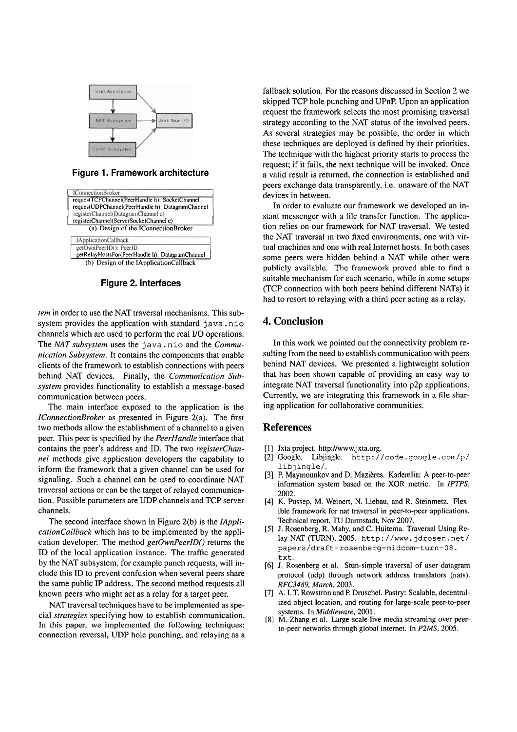User Application

NAT Subsystem

Java New I/O

Comm Subsystem

**Figure 1. Framework architecture**

| IConnectionBroker |
| --- |
| requestTCPChannel(PeerHandle h): SocketChannel |
| requestUDPChannel(PeerHandle h): DatagramChannel |
| registerChannel(DatagramChannel c) |
| registerChannel(ServerSocketChannel c) |

(a) Design of the IConnectionBroker

| IApplicationCallback |
| --- |
| getOwnPeerID(): PeerID |
| getRelayHostsFor(PeerHandle h): DatagramChannel |

(b) Design of the IApplicationCallback

**Figure 2. Interfaces**

*tem* in order to use the NAT traversal mechanisms. This subsystem provides the application with standard `java.nio` channels which are used to perform the real I/O operations. The *NAT subsystem* uses the `java.nio` and the *Communication Subsystem*. It contains the components that enable clients of the framework to establish connections with peers behind NAT devices. Finally, the *Communication Subsystem* provides functionality to establish a message-based communication between peers.

The main interface exposed to the application is the *IConnectionBroker* as presented in Figure 2(a). The first two methods allow the establishment of a channel to a given peer. This peer is specified by the *PeerHandle* interface that contains the peer's address and ID. The two *registerChannel* methods give application developers the capability to inform the framework that a given channel can be used for signaling. Such a channel can be used to coordinate NAT traversal actions or can be the target of relayed communication. Possible parameters are UDP channels and TCP server channels.

The second interface shown in Figure 2(b) is the *IApplicationCallback* which has to be implemented by the application developer. The method *getOwnPeerID()* returns the ID of the local application instance. The traffic generated by the NAT subsystem, for example punch requests, will include this ID to prevent confusion when several peers share the same public IP address. The second method requests all known peers who might act as a relay for a target peer.

NAT traversal techniques have to be implemented as special *strategies* specifying how to establish communication. In this paper, we implemented the following techniques: connection reversal, UDP hole punching, and relaying as a fallback solution. For the reasons discussed in Section 2 we skipped TCP hole punching and UPnP. Upon an application request the framework selects the most promising traversal strategy according to the NAT status of the involved peers. As several strategies may be possible, the order in which these techniques are deployed is defined by their priorities. The technique with the highest priority starts to process the request; if it fails, the next technique will be invoked. Once a valid result is returned, the connection is established and peers exchange data transparently, i.e. unaware of the NAT devices in between.

In order to evaluate our framework we developed an instant messenger with a file transfer function. The application relies on our framework for NAT traversal. We tested the NAT traversal in two fixed environments, one with virtual machines and one with real Internet hosts. In both cases some peers were hidden behind a NAT while other were publicly available. The framework proved able to find a suitable mechanism for each scenario, while in some setups (TCP connection with both peers behind different NATs) it had to resort to relaying with a third peer acting as a relay.

## 4. Conclusion

In this work we pointed out the connectivity problem resulting from the need to establish communication with peers behind NAT devices. We presented a lightweight solution that has been shown capable of providing an easy way to integrate NAT traversal functionality into p2p applications. Currently, we are integrating this framework in a file sharing application for collaborative communities.

## References

- [1] Jxta project. http://www.jxta.org.
- [2] Google. Libjingle. `http://code.google.com/p/libjingle/`.
- [3] P. Maymounkov and D. Mazières. Kademlia: A peer-to-peer information system based on the XOR metric. In *IPTPS*, 2002.
- [4] K. Pussep, M. Weinert, N. Liebau, and R. Steinmetz. Flexible framework for nat traversal in peer-to-peer applications. Technical report, TU Darmstadt, Nov 2007.
- [5] J. Rosenberg, R. Mahy, and C. Huitema. Traversal Using Relay NAT (TURN), 2005. `http://www.jdrosen.net/papers/draft-rosenberg-midcom-turn-08.txt`.
- [6] J. Rosenberg et al. Stun-simple traversal of user datagram protocol (udp) through network address translators (nats). *RFC3489, March*, 2003.
- [7] A. I. T. Rowstron and P. Druschel. Pastry: Scalable, decentralized object location, and routing for large-scale peer-to-peer systems. In *Middleware*, 2001.
- [8] M. Zhang et al. Large-scale live media streaming over peer-to-peer networks through global internet. In *P2MS*, 2005.